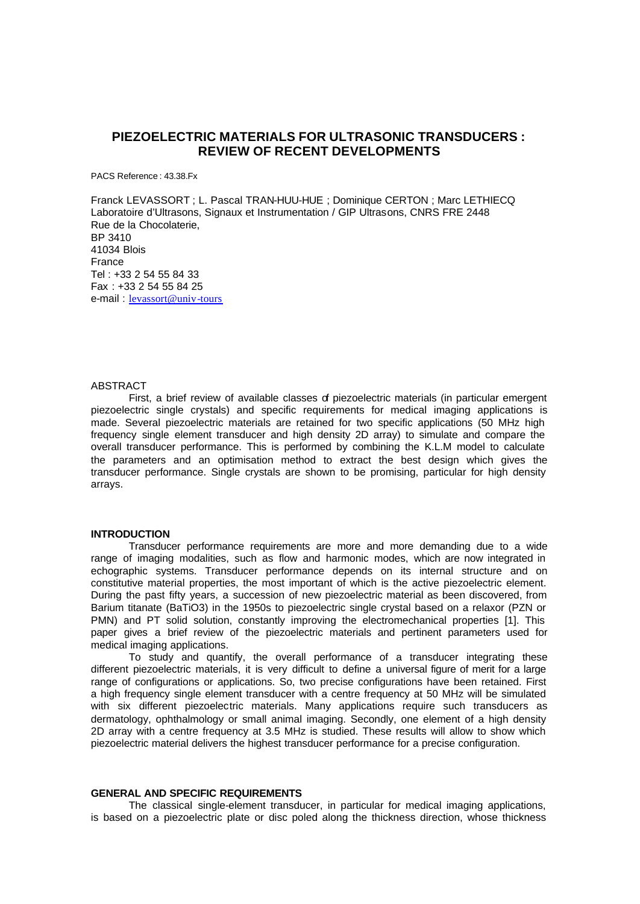# PIEZOELECTRIC MATERIALS FOR ULTRASONIC TRANSDUCERS : REVIEW OF RECENT DEVELOPMENTS

PACS Reference : 43.38.Fx

Franck LEVASSORT ; L. Pascal TRAN-HUU-HUE ; Dominique CERTON ; Marc LETHIECQ
Laboratoire d'Ultrasons, Signaux et Instrumentation / GIP Ultrasons, CNRS FRE 2448
Rue de la Chocolaterie,
BP 3410
41034 Blois
France
Tel : +33 2 54 55 84 33
Fax : +33 2 54 55 84 25
e-mail : levassort@univ-tours

ABSTRACT

First, a brief review of available classes of piezoelectric materials (in particular emergent piezoelectric single crystals) and specific requirements for medical imaging applications is made. Several piezoelectric materials are retained for two specific applications (50 MHz high frequency single element transducer and high density 2D array) to simulate and compare the overall transducer performance. This is performed by combining the K.L.M model to calculate the parameters and an optimisation method to extract the best design which gives the transducer performance. Single crystals are shown to be promising, particular for high density arrays.

## INTRODUCTION

Transducer performance requirements are more and more demanding due to a wide range of imaging modalities, such as flow and harmonic modes, which are now integrated in echographic systems. Transducer performance depends on its internal structure and on constitutive material properties, the most important of which is the active piezoelectric element. During the past fifty years, a succession of new piezoelectric material as been discovered, from Barium titanate ($BaTiO_3$) in the 1950s to piezoelectric single crystal based on a relaxor (PZN or PMN) and PT solid solution, constantly improving the electromechanical properties [1]. This paper gives a brief review of the piezoelectric materials and pertinent parameters used for medical imaging applications.

To study and quantify, the overall performance of a transducer integrating these different piezoelectric materials, it is very difficult to define a universal figure of merit for a large range of configurations or applications. So, two precise configurations have been retained. First a high frequency single element transducer with a centre frequency at 50 MHz will be simulated with six different piezoelectric materials. Many applications require such transducers as dermatology, ophthalmology or small animal imaging. Secondly, one element of a high density 2D array with a centre frequency at 3.5 MHz is studied. These results will allow to show which piezoelectric material delivers the highest transducer performance for a precise configuration.

## GENERAL AND SPECIFIC REQUIREMENTS

The classical single-element transducer, in particular for medical imaging applications, is based on a piezoelectric plate or disc poled along the thickness direction, whose thickness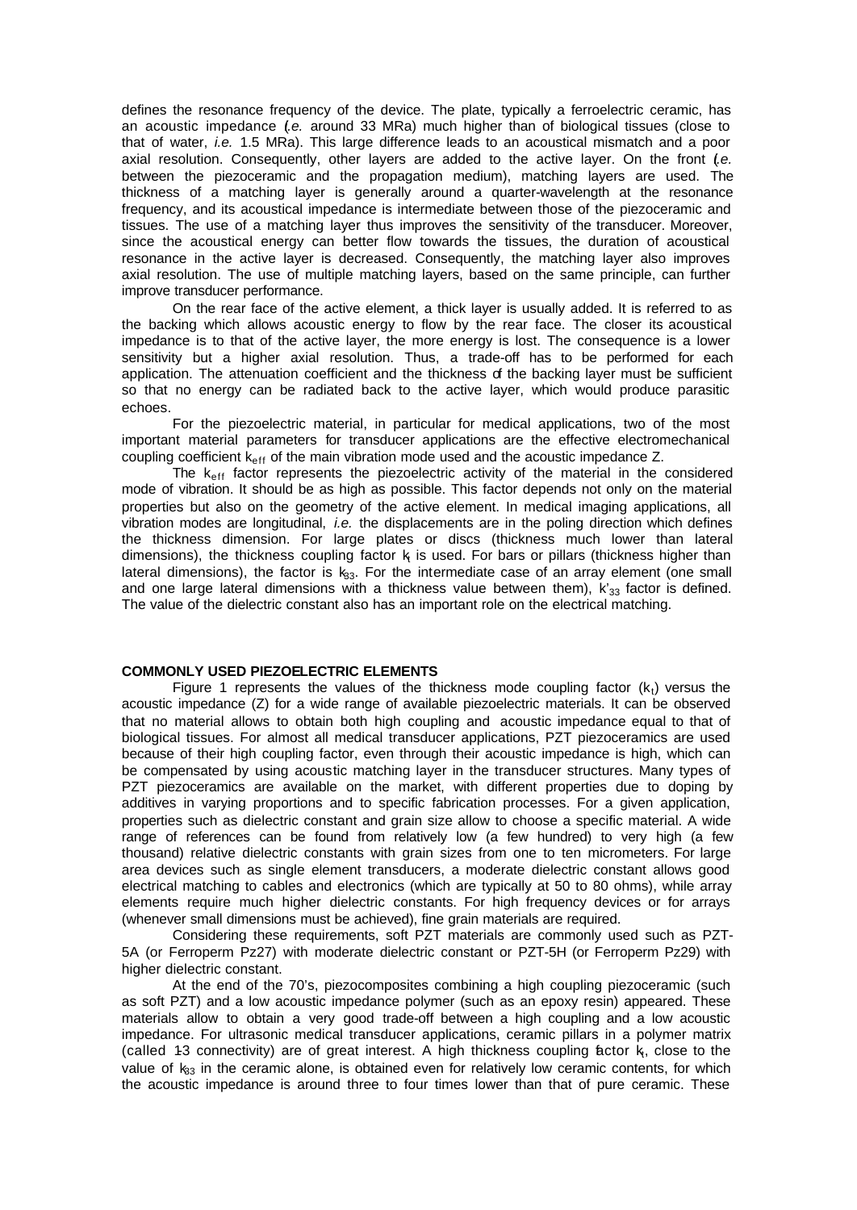defines the resonance frequency of the device. The plate, typically a ferroelectric ceramic, has an acoustic impedance (*i.e.* around 33 MRa) much higher than of biological tissues (close to that of water, *i.e.* 1.5 MRa). This large difference leads to an acoustical mismatch and a poor axial resolution. Consequently, other layers are added to the active layer. On the front (*i.e.* between the piezoceramic and the propagation medium), matching layers are used. The thickness of a matching layer is generally around a quarter-wavelength at the resonance frequency, and its acoustical impedance is intermediate between those of the piezoceramic and tissues. The use of a matching layer thus improves the sensitivity of the transducer. Moreover, since the acoustical energy can better flow towards the tissues, the duration of acoustical resonance in the active layer is decreased. Consequently, the matching layer also improves axial resolution. The use of multiple matching layers, based on the same principle, can further improve transducer performance.

On the rear face of the active element, a thick layer is usually added. It is referred to as the backing which allows acoustic energy to flow by the rear face. The closer its acoustical impedance is to that of the active layer, the more energy is lost. The consequence is a lower sensitivity but a higher axial resolution. Thus, a trade-off has to be performed for each application. The attenuation coefficient and the thickness of the backing layer must be sufficient so that no energy can be radiated back to the active layer, which would produce parasitic echoes.

For the piezoelectric material, in particular for medical applications, two of the most important material parameters for transducer applications are the effective electromechanical coupling coefficient $k_{eff}$ of the main vibration mode used and the acoustic impedance Z.

The $k_{eff}$ factor represents the piezoelectric activity of the material in the considered mode of vibration. It should be as high as possible. This factor depends not only on the material properties but also on the geometry of the active element. In medical imaging applications, all vibration modes are longitudinal, *i.e.* the displacements are in the poling direction which defines the thickness dimension. For large plates or discs (thickness much lower than lateral dimensions), the thickness coupling factor $k_t$ is used. For bars or pillars (thickness higher than lateral dimensions), the factor is $k_{33}$. For the intermediate case of an array element (one small and one large lateral dimensions with a thickness value between them), $k'_{33}$ factor is defined. The value of the dielectric constant also has an important role on the electrical matching.

## COMMONLY USED PIEZOELECTRIC ELEMENTS

Figure 1 represents the values of the thickness mode coupling factor ($k_t$) versus the acoustic impedance (Z) for a wide range of available piezoelectric materials. It can be observed that no material allows to obtain both high coupling and acoustic impedance equal to that of biological tissues. For almost all medical transducer applications, PZT piezoceramics are used because of their high coupling factor, even through their acoustic impedance is high, which can be compensated by using acoustic matching layer in the transducer structures. Many types of PZT piezoceramics are available on the market, with different properties due to doping by additives in varying proportions and to specific fabrication processes. For a given application, properties such as dielectric constant and grain size allow to choose a specific material. A wide range of references can be found from relatively low (a few hundred) to very high (a few thousand) relative dielectric constants with grain sizes from one to ten micrometers. For large area devices such as single element transducers, a moderate dielectric constant allows good electrical matching to cables and electronics (which are typically at 50 to 80 ohms), while array elements require much higher dielectric constants. For high frequency devices or for arrays (whenever small dimensions must be achieved), fine grain materials are required.

Considering these requirements, soft PZT materials are commonly used such as PZT-5A (or Ferroperm Pz27) with moderate dielectric constant or PZT-5H (or Ferroperm Pz29) with higher dielectric constant.

At the end of the 70's, piezocomposites combining a high coupling piezoceramic (such as soft PZT) and a low acoustic impedance polymer (such as an epoxy resin) appeared. These materials allow to obtain a very good trade-off between a high coupling and a low acoustic impedance. For ultrasonic medical transducer applications, ceramic pillars in a polymer matrix (called 1-3 connectivity) are of great interest. A high thickness coupling factor $k_t$, close to the value of $k_{33}$ in the ceramic alone, is obtained even for relatively low ceramic contents, for which the acoustic impedance is around three to four times lower than that of pure ceramic. These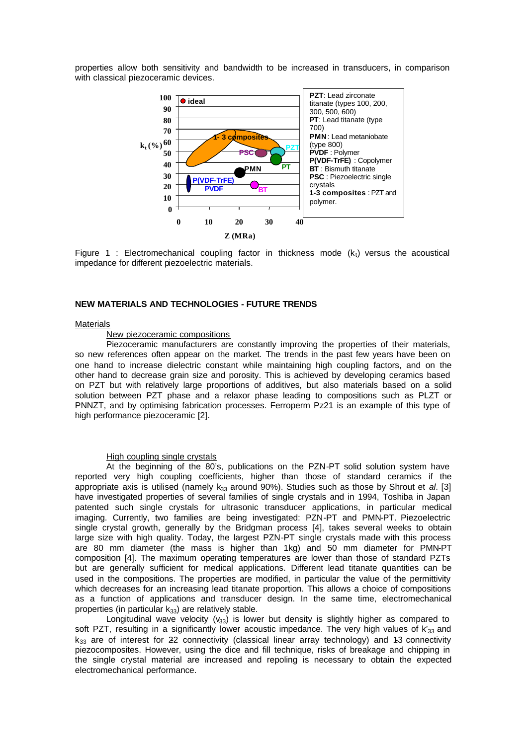properties allow both sensitivity and bandwidth to be increased in transducers, in comparison with classical piezoceramic devices.

Figure 1 : Electromechanical coupling factor in thickness mode ($k_t$) versus the acoustical impedance for different piezoelectric materials.

## NEW MATERIALS AND TECHNOLOGIES - FUTURE TRENDS

### Materials

#### New piezoceramic compositions

Piezoceramic manufacturers are constantly improving the properties of their materials, so new references often appear on the market. The trends in the past few years have been on one hand to increase dielectric constant while maintaining high coupling factors, and on the other hand to decrease grain size and porosity. This is achieved by developing ceramics based on PZT but with relatively large proportions of additives, but also materials based on a solid solution between PZT phase and a relaxor phase leading to compositions such as PLZT or PNNZT, and by optimising fabrication processes. Ferroperm Pz21 is an example of this type of high performance piezoceramic [2].

#### High coupling single crystals

At the beginning of the 80's, publications on the PZN-PT solid solution system have reported very high coupling coefficients, higher than those of standard ceramics if the appropriate axis is utilised (namely $k_{33}$ around 90%). Studies such as those by Shrout et *al*. [3] have investigated properties of several families of single crystals and in 1994, Toshiba in Japan patented such single crystals for ultrasonic transducer applications, in particular medical imaging. Currently, two families are being investigated: PZN-PT and PMN-PT. Piezoelectric single crystal growth, generally by the Bridgman process [4], takes several weeks to obtain large size with high quality. Today, the largest PZN-PT single crystals made with this process are 80 mm diameter (the mass is higher than 1kg) and 50 mm diameter for PMN-PT composition [4]. The maximum operating temperatures are lower than those of standard PZTs but are generally sufficient for medical applications. Different lead titanate quantities can be used in the compositions. The properties are modified, in particular the value of the permittivity which decreases for an increasing lead titanate proportion. This allows a choice of compositions as a function of applications and transducer design. In the same time, electromechanical properties (in particular $k_{33}$) are relatively stable.

Longitudinal wave velocity ($v_{33}$) is lower but density is slightly higher as compared to soft PZT, resulting in a significantly lower acoustic impedance. The very high values of $k'_{33}$ and $k_{33}$ are of interest for 2-2 connectivity (classical linear array technology) and 1-3 connectivity piezocomposites. However, using the dice and fill technique, risks of breakage and chipping in the single crystal material are increased and repoling is necessary to obtain the expected electromechanical performance.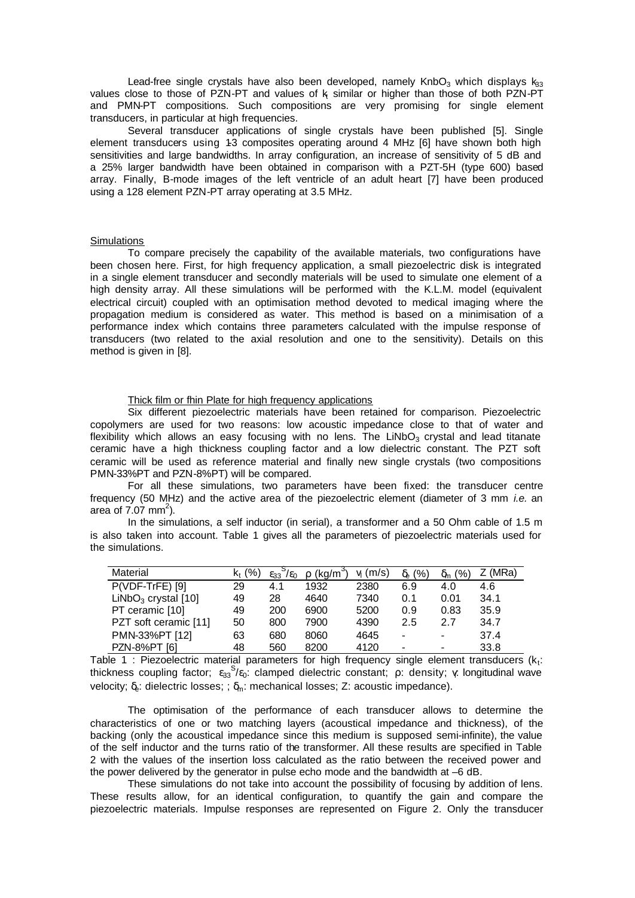Lead-free single crystals have also been developed, namely $KnbO_3$ which displays $k_{33}$ values close to those of PZN-PT and values of $k_t$ similar or higher than those of both PZN-PT and PMN-PT compositions. Such compositions are very promising for single element transducers, in particular at high frequencies.

Several transducer applications of single crystals have been published [5]. Single element transducers using 1-3 composites operating around 4 MHz [6] have shown both high sensitivities and large bandwidths. In array configuration, an increase of sensitivity of 5 dB and a 25% larger bandwidth have been obtained in comparison with a PZT-5H (type 600) based array. Finally, B-mode images of the left ventricle of an adult heart [7] have been produced using a 128 element PZN-PT array operating at 3.5 MHz.

## Simulations

To compare precisely the capability of the available materials, two configurations have been chosen here. First, for high frequency application, a small piezoelectric disk is integrated in a single element transducer and secondly materials will be used to simulate one element of a high density array. All these simulations will be performed with the K.L.M. model (equivalent electrical circuit) coupled with an optimisation method devoted to medical imaging where the propagation medium is considered as water. This method is based on a minimisation of a performance index which contains three parameters calculated with the impulse response of transducers (two related to the axial resolution and one to the sensitivity). Details on this method is given in [8].

### Thick film or fhin Plate for high frequency applications

Six different piezoelectric materials have been retained for comparison. Piezoelectric copolymers are used for two reasons: low acoustic impedance close to that of water and flexibility which allows an easy focusing with no lens. The $LiNbO_3$ crystal and lead titanate ceramic have a high thickness coupling factor and a low dielectric constant. The PZT soft ceramic will be used as reference material and finally new single crystals (two compositions PMN-33%PT and PZN-8%PT) will be compared.

For all these simulations, two parameters have been fixed: the transducer centre frequency (50 MHz) and the active area of the piezoelectric element (diameter of 3 mm *i.e.* an area of 7.07 $mm^2$).

In the simulations, a self inductor (in serial), a transformer and a 50 Ohm cable of 1.5 m is also taken into account. Table 1 gives all the parameters of piezoelectric materials used for the simulations.

| Material | $k_t$ (%) | $\varepsilon_{33}^S/\varepsilon_0$ | $\rho$ ($kg/m^3$) | $v_l$ (m/s) | $\delta_e$ (%) | $\delta_m$ (%) | Z (MRa) |
|---|---|---|---|---|---|---|---|
| P(VDF-TrFE) [9] | 29 | 4.1 | 1932 | 2380 | 6.9 | 4.0 | 4.6 |
| $LiNbO_3$ crystal [10] | 49 | 28 | 4640 | 7340 | 0.1 | 0.01 | 34.1 |
| PT ceramic [10] | 49 | 200 | 6900 | 5200 | 0.9 | 0.83 | 35.9 |
| PZT soft ceramic [11] | 50 | 800 | 7900 | 4390 | 2.5 | 2.7 | 34.7 |
| PMN-33%PT [12] | 63 | 680 | 8060 | 4645 | - | - | 37.4 |
| PZN-8%PT [6] | 48 | 560 | 8200 | 4120 | - | - | 33.8 |

Table 1 : Piezoelectric material parameters for high frequency single element transducers ($k_t$: thickness coupling factor; $\varepsilon_{33}^S/\varepsilon_0$: clamped dielectric constant; $\rho$: density; $v_l$: longitudinal wave velocity; $\delta_e$: dielectric losses; ; $\delta_m$: mechanical losses; Z: acoustic impedance).

The optimisation of the performance of each transducer allows to determine the characteristics of one or two matching layers (acoustical impedance and thickness), of the backing (only the acoustical impedance since this medium is supposed semi-infinite), the value of the self inductor and the turns ratio of the transformer. All these results are specified in Table 2 with the values of the insertion loss calculated as the ratio between the received power and the power delivered by the generator in pulse echo mode and the bandwidth at –6 dB.

These simulations do not take into account the possibility of focusing by addition of lens. These results allow, for an identical configuration, to quantify the gain and compare the piezoelectric materials. Impulse responses are represented on Figure 2. Only the transducer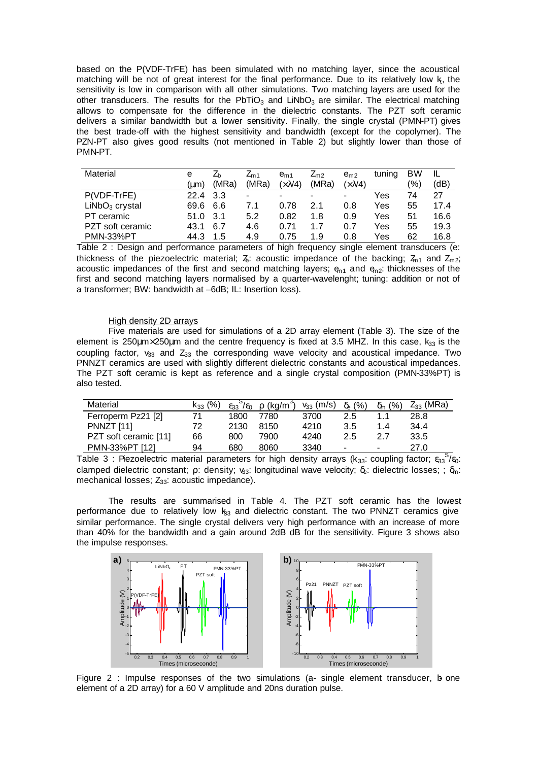based on the P(VDF-TrFE) has been simulated with no matching layer, since the acoustical matching will be not of great interest for the final performance. Due to its relatively low $k_t$, the sensitivity is low in comparison with all other simulations. Two matching layers are used for the other transducers. The results for the $PbTiO_3$ and $LiNbO_3$ are similar. The electrical matching allows to compensate for the difference in the dielectric constants. The PZT soft ceramic delivers a similar bandwidth but a lower sensitivity. Finally, the single crystal (PMN-PT) gives the best trade-off with the highest sensitivity and bandwidth (except for the copolymer). The PZN-PT also gives good results (not mentioned in Table 2) but slightly lower than those of PMN-PT.

| Material | e (µm) | $Z_b$ (MRa) | $Z_{m1}$ (MRa) | $e_{m1}$ (×λ/4) | $Z_{m2}$ (MRa) | $e_{m2}$ (×λ/4) | tuning | BW (%) | IL (dB) |
|---|---|---|---|---|---|---|---|---|---|
| P(VDF-TrFE) | 22.4 | 3.3 | - | - | - | - | Yes | 74 | 27 |
| $LiNbO_3$ crystal | 69.6 | 6.6 | 7.1 | 0.78 | 2.1 | 0.8 | Yes | 55 | 17.4 |
| PT ceramic | 51.0 | 3.1 | 5.2 | 0.82 | 1.8 | 0.9 | Yes | 51 | 16.6 |
| PZT soft ceramic | 43.1 | 6.7 | 4.6 | 0.71 | 1.7 | 0.7 | Yes | 55 | 19.3 |
| PMN-33%PT | 44.3 | 1.5 | 4.9 | 0.75 | 1.9 | 0.8 | Yes | 62 | 16.8 |

Table 2 : Design and performance parameters of high frequency single element transducers (e: thickness of the piezoelectric material; $Z_b$: acoustic impedance of the backing; $Z_{m1}$ and $Z_{m2}$: acoustic impedances of the first and second matching layers; $e_{m1}$ and $e_{m2}$: thicknesses of the first and second matching layers normalised by a quarter-wavelenght; tuning: addition or not of a transformer; BW: bandwidth at –6dB; IL: Insertion loss).

High density 2D arrays

Five materials are used for simulations of a 2D array element (Table 3). The size of the element is 250µm×250µm and the centre frequency is fixed at 3.5 MHZ. In this case, $k_{33}$ is the coupling factor, $v_{33}$ and $Z_{33}$ the corresponding wave velocity and acoustical impedance. Two PNNZT ceramics are used with slightly different dielectric constants and acoustical impedances. The PZT soft ceramic is kept as reference and a single crystal composition (PMN-33%PT) is also tested.

| Material | $k_{33}$ (%) | $\varepsilon_{33}^S/\varepsilon_0$ | ρ (kg/m$^3$) | $v_{33}$ (m/s) | $\delta_e$ (%) | $\delta_m$ (%) | $Z_{33}$ (MRa) |
|---|---|---|---|---|---|---|---|
| Ferroperm Pz21 [2] | 71 | 1800 | 7780 | 3700 | 2.5 | 1.1 | 28.8 |
| PNNZT [11] | 72 | 2130 | 8150 | 4210 | 3.5 | 1.4 | 34.4 |
| PZT soft ceramic [11] | 66 | 800 | 7900 | 4240 | 2.5 | 2.7 | 33.5 |
| PMN-33%PT [12] | 94 | 680 | 8060 | 3340 | - | - | 27.0 |

Table 3 : Piezoelectric material parameters for high density arrays ($k_{33}$: coupling factor; $\varepsilon_{33}^S/\varepsilon_0$: clamped dielectric constant; ρ: density; $v_{33}$: longitudinal wave velocity; $\delta_e$: dielectric losses; ; $\delta_m$: mechanical losses; $Z_{33}$: acoustic impedance).

The results are summarised in Table 4. The PZT soft ceramic has the lowest performance due to relatively low $k_{33}$ and dielectric constant. The two PNNZT ceramics give similar performance. The single crystal delivers very high performance with an increase of more than 40% for the bandwidth and a gain around 2dB dB for the sensitivity. Figure 3 shows also the impulse responses.

Figure 2 : Impulse responses of the two simulations (a- single element transducer, b- one element of a 2D array) for a 60 V amplitude and 20ns duration pulse.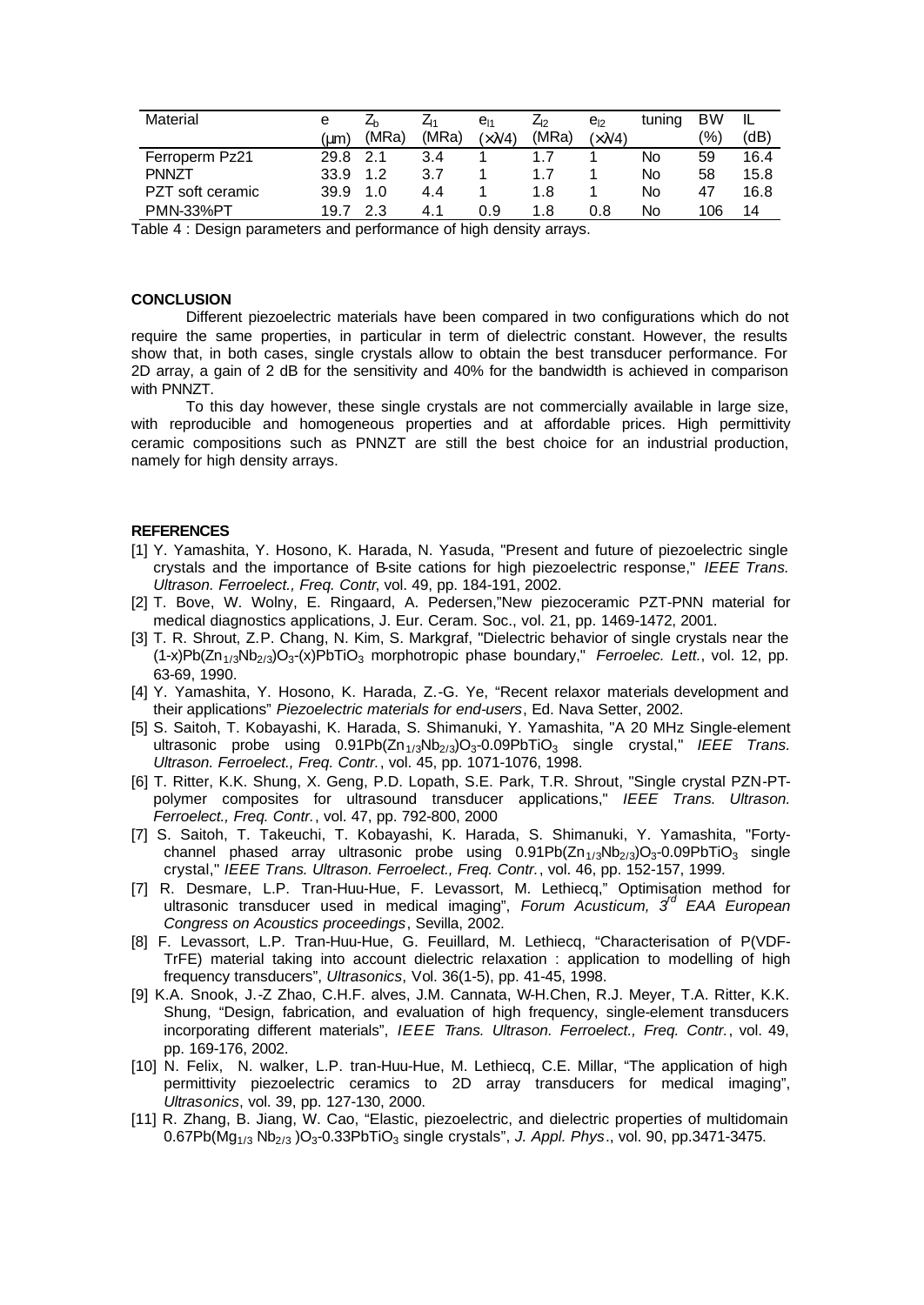| Material | e (μm) | $Z_b$ (MRa) | $Z_{l1}$ (MRa) | $e_{l1}$ (×λ/4) | $Z_{l2}$ (MRa) | $e_{l2}$ (×λ/4) | tuning | BW (%) | IL (dB) |
|---|---|---|---|---|---|---|---|---|---|
| Ferroperm Pz21 | 29.8 | 2.1 | 3.4 | 1 | 1.7 | 1 | No | 59 | 16.4 |
| PNNZT | 33.9 | 1.2 | 3.7 | 1 | 1.7 | 1 | No | 58 | 15.8 |
| PZT soft ceramic | 39.9 | 1.0 | 4.4 | 1 | 1.8 | 1 | No | 47 | 16.8 |
| PMN-33%PT | 19.7 | 2.3 | 4.1 | 0.9 | 1.8 | 0.8 | No | 106 | 14 |

Table 4 : Design parameters and performance of high density arrays.

## CONCLUSION

Different piezoelectric materials have been compared in two configurations which do not require the same properties, in particular in term of dielectric constant. However, the results show that, in both cases, single crystals allow to obtain the best transducer performance. For 2D array, a gain of 2 dB for the sensitivity and 40% for the bandwidth is achieved in comparison with PNNZT.

To this day however, these single crystals are not commercially available in large size, with reproducible and homogeneous properties and at affordable prices. High permittivity ceramic compositions such as PNNZT are still the best choice for an industrial production, namely for high density arrays.

## REFERENCES

[1] Y. Yamashita, Y. Hosono, K. Harada, N. Yasuda, "Present and future of piezoelectric single crystals and the importance of B-site cations for high piezoelectric response," *IEEE Trans. Ultrason. Ferroelect., Freq. Contr*, vol. 49, pp. 184-191, 2002.

[2] T. Bove, W. Wolny, E. Ringaard, A. Pedersen,"New piezoceramic PZT-PNN material for medical diagnostics applications, J. Eur. Ceram. Soc., vol. 21, pp. 1469-1472, 2001.

[3] T. R. Shrout, Z.P. Chang, N. Kim, S. Markgraf, "Dielectric behavior of single crystals near the $(1\text{-}x)Pb(Zn_{1/3}Nb_{2/3})O_3\text{-}(x)PbTiO_3$ morphotropic phase boundary," *Ferroelec. Lett.*, vol. 12, pp. 63-69, 1990.

[4] Y. Yamashita, Y. Hosono, K. Harada, Z.-G. Ye, "Recent relaxor materials development and their applications" *Piezoelectric materials for end-users*, Ed. Nava Setter, 2002.

[5] S. Saitoh, T. Kobayashi, K. Harada, S. Shimanuki, Y. Yamashita, "A 20 MHz Single-element ultrasonic probe using $0.91Pb(Zn_{1/3}Nb_{2/3})O_3\text{-}0.09PbTiO_3$ single crystal," *IEEE Trans. Ultrason. Ferroelect., Freq. Contr.*, vol. 45, pp. 1071-1076, 1998.

[6] T. Ritter, K.K. Shung, X. Geng, P.D. Lopath, S.E. Park, T.R. Shrout, "Single crystal PZN-PT-polymer composites for ultrasound transducer applications," *IEEE Trans. Ultrason. Ferroelect., Freq. Contr.*, vol. 47, pp. 792-800, 2000

[7] S. Saitoh, T. Takeuchi, T. Kobayashi, K. Harada, S. Shimanuki, Y. Yamashita, "Forty-channel phased array ultrasonic probe using $0.91Pb(Zn_{1/3}Nb_{2/3})O_3\text{-}0.09PbTiO_3$ single crystal," *IEEE Trans. Ultrason. Ferroelect., Freq. Contr.*, vol. 46, pp. 152-157, 1999.

[7] R. Desmare, L.P. Tran-Huu-Hue, F. Levassort, M. Lethiecq," Optimisation method for ultrasonic transducer used in medical imaging", *Forum Acusticum, 3rd EAA European Congress on Acoustics proceedings*, Sevilla, 2002.

[8] F. Levassort, L.P. Tran-Huu-Hue, G. Feuillard, M. Lethiecq, "Characterisation of P(VDF-TrFE) material taking into account dielectric relaxation : application to modelling of high frequency transducers", *Ultrasonics*, Vol. 36(1-5), pp. 41-45, 1998.

[9] K.A. Snook, J.-Z Zhao, C.H.F. alves, J.M. Cannata, W-H.Chen, R.J. Meyer, T.A. Ritter, K.K. Shung, "Design, fabrication, and evaluation of high frequency, single-element transducers incorporating different materials", *IEEE Trans. Ultrason. Ferroelect., Freq. Contr.*, vol. 49, pp. 169-176, 2002.

[10] N. Felix, N. walker, L.P. tran-Huu-Hue, M. Lethiecq, C.E. Millar, "The application of high permittivity piezoelectric ceramics to 2D array transducers for medical imaging", *Ultrasonics*, vol. 39, pp. 127-130, 2000.

[11] R. Zhang, B. Jiang, W. Cao, "Elastic, piezoelectric, and dielectric properties of multidomain $0.67Pb(Mg_{1/3}Nb_{2/3})O_3\text{-}0.33PbTiO_3$ single crystals", *J. Appl. Phys.*, vol. 90, pp.3471-3475.